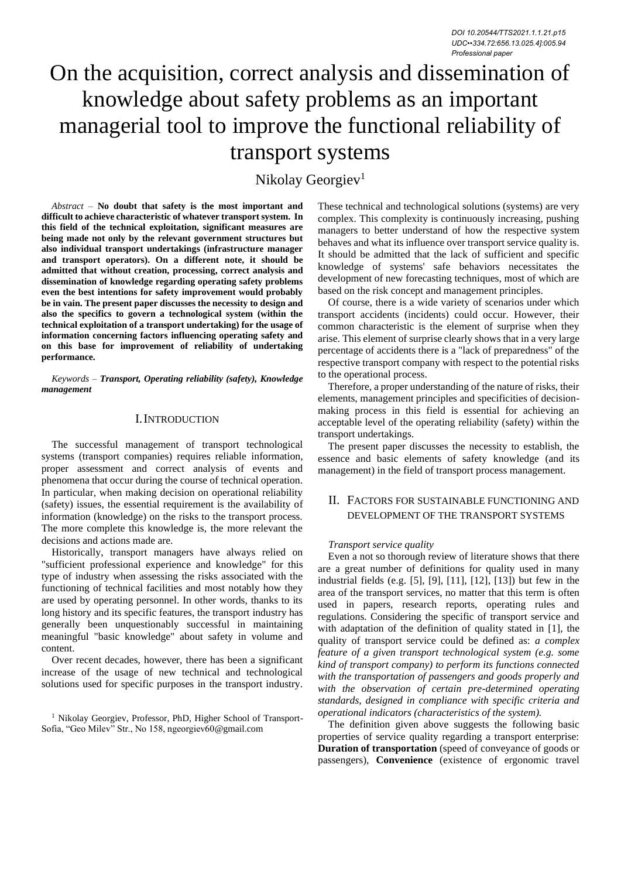DOI 10.20544/TTS2021.1.1.21.p15
UDC••334.72:656.13.025.4]:005.94
*Professional paper*

# On the acquisition, correct analysis and dissemination of knowledge about safety problems as an important managerial tool to improve the functional reliability of transport systems

Nikolay Georgiev[1]

*Abstract* – **No doubt that safety is the most important and difficult to achieve characteristic of whatever transport system. In this field of the technical exploitation, significant measures are being made not only by the relevant government structures but also individual transport undertakings (infrastructure manager and transport operators). On a different note, it should be admitted that without creation, processing, correct analysis and dissemination of knowledge regarding operating safety problems even the best intentions for safety improvement would probably be in vain. The present paper discusses the necessity to design and also the specifics to govern a technological system (within the technical exploitation of a transport undertaking) for the usage of information concerning factors influencing operating safety and on this base for improvement of reliability of undertaking performance.**

*Keywords* – ***Transport, Operating reliability (safety), Knowledge management***

## I. Introduction

The successful management of transport technological systems (transport companies) requires reliable information, proper assessment and correct analysis of events and phenomena that occur during the course of technical operation. In particular, when making decision on operational reliability (safety) issues, the essential requirement is the availability of information (knowledge) on the risks to the transport process. The more complete this knowledge is, the more relevant the decisions and actions made are.

Historically, transport managers have always relied on "sufficient professional experience and knowledge" for this type of industry when assessing the risks associated with the functioning of technical facilities and most notably how they are used by operating personnel. In other words, thanks to its long history and its specific features, the transport industry has generally been unquestionably successful in maintaining meaningful "basic knowledge" about safety in volume and content.

Over recent decades, however, there has been a significant increase of the usage of new technical and technological solutions used for specific purposes in the transport industry. These technical and technological solutions (systems) are very complex. This complexity is continuously increasing, pushing managers to better understand of how the respective system behaves and what its influence over transport service quality is. It should be admitted that the lack of sufficient and specific knowledge of systems' safe behaviors necessitates the development of new forecasting techniques, most of which are based on the risk concept and management principles.

Of course, there is a wide variety of scenarios under which transport accidents (incidents) could occur. However, their common characteristic is the element of surprise when they arise. This element of surprise clearly shows that in a very large percentage of accidents there is a "lack of preparedness" of the respective transport company with respect to the potential risks to the operational process.

Therefore, a proper understanding of the nature of risks, their elements, management principles and specificities of decision-making process in this field is essential for achieving an acceptable level of the operating reliability (safety) within the transport undertakings.

The present paper discusses the necessity to establish, the essence and basic elements of safety knowledge (and its management) in the field of transport process management.

## II. Factors for sustainable functioning and development of the transport systems

*Transport service quality*

Even a not so thorough review of literature shows that there are a great number of definitions for quality used in many industrial fields (e.g. [5], [9], [11], [12], [13]) but few in the area of the transport services, no matter that this term is often used in papers, research reports, operating rules and regulations. Considering the specific of transport service and with adaptation of the definition of quality stated in [1], the quality of transport service could be defined as: *a complex feature of a given transport technological system (e.g. some kind of transport company) to perform its functions connected with the transportation of passengers and goods properly and with the observation of certain pre-determined operating standards, designed in compliance with specific criteria and operational indicators (characteristics of the system).*

The definition given above suggests the following basic properties of service quality regarding a transport enterprise: **Duration of transportation** (speed of conveyance of goods or passengers), **Convenience** (existence of ergonomic travel

[1] Nikolay Georgiev, Professor, PhD, Higher School of Transport-Sofia, "Geo Milev" Str., No 158, ngeorgiev60@gmail.com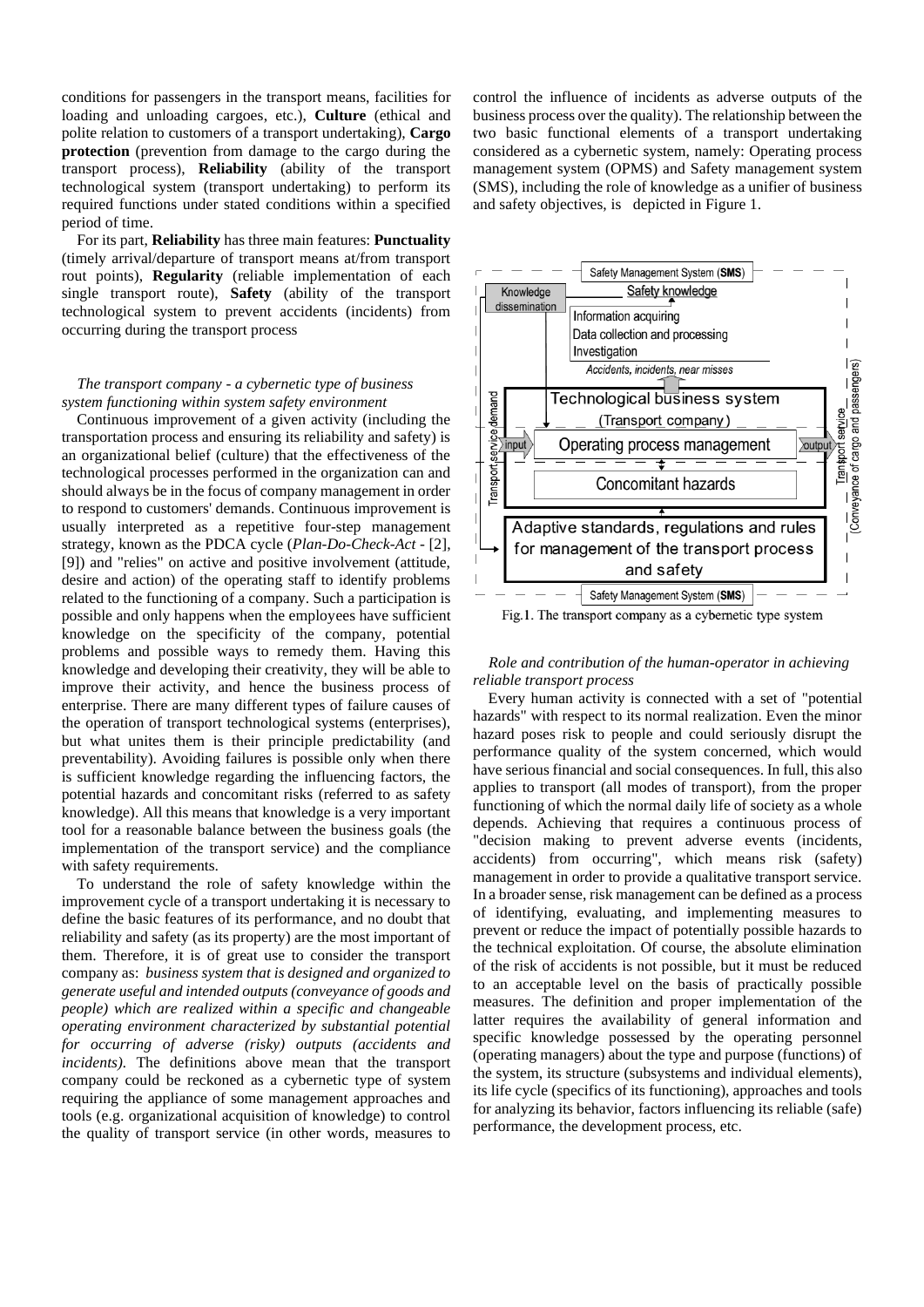conditions for passengers in the transport means, facilities for loading and unloading cargoes, etc.), **Culture** (ethical and polite relation to customers of a transport undertaking), **Cargo protection** (prevention from damage to the cargo during the transport process), **Reliability** (ability of the transport technological system (transport undertaking) to perform its required functions under stated conditions within a specified period of time.

For its part, **Reliability** has three main features: **Punctuality** (timely arrival/departure of transport means at/from transport rout points), **Regularity** (reliable implementation of each single transport route), **Safety** (ability of the transport technological system to prevent accidents (incidents) from occurring during the transport process

*The transport company - a cybernetic type of business system functioning within system safety environment*

Continuous improvement of a given activity (including the transportation process and ensuring its reliability and safety) is an organizational belief (culture) that the effectiveness of the technological processes performed in the organization can and should always be in the focus of company management in order to respond to customers' demands. Continuous improvement is usually interpreted as a repetitive four-step management strategy, known as the PDCA cycle (*Plan-Do-Check-Act* - [2], [9]) and "relies" on active and positive involvement (attitude, desire and action) of the operating staff to identify problems related to the functioning of a company. Such a participation is possible and only happens when the employees have sufficient knowledge on the specificity of the company, potential problems and possible ways to remedy them. Having this knowledge and developing their creativity, they will be able to improve their activity, and hence the business process of enterprise. There are many different types of failure causes of the operation of transport technological systems (enterprises), but what unites them is their principle predictability (and preventability). Avoiding failures is possible only when there is sufficient knowledge regarding the influencing factors, the potential hazards and concomitant risks (referred to as safety knowledge). All this means that knowledge is a very important tool for a reasonable balance between the business goals (the implementation of the transport service) and the compliance with safety requirements.

To understand the role of safety knowledge within the improvement cycle of a transport undertaking it is necessary to define the basic features of its performance, and no doubt that reliability and safety (as its property) are the most important of them. Therefore, it is of great use to consider the transport company as: *business system that is designed and organized to generate useful and intended outputs (conveyance of goods and people) which are realized within a specific and changeable operating environment characterized by substantial potential for occurring of adverse (risky) outputs (accidents and incidents).* The definitions above mean that the transport company could be reckoned as a cybernetic type of system requiring the appliance of some management approaches and tools (e.g. organizational acquisition of knowledge) to control the quality of transport service (in other words, measures to control the influence of incidents as adverse outputs of the business process over the quality). The relationship between the two basic functional elements of a transport undertaking considered as a cybernetic system, namely: Operating process management system (OPMS) and Safety management system (SMS), including the role of knowledge as a unifier of business and safety objectives, is depicted in Figure 1.

Fig.1. The transport company as a cybernetic type system

*Role and contribution of the human-operator in achieving reliable transport process*

Every human activity is connected with a set of "potential hazards" with respect to its normal realization. Even the minor hazard poses risk to people and could seriously disrupt the performance quality of the system concerned, which would have serious financial and social consequences. In full, this also applies to transport (all modes of transport), from the proper functioning of which the normal daily life of society as a whole depends. Achieving that requires a continuous process of "decision making to prevent adverse events (incidents, accidents) from occurring", which means risk (safety) management in order to provide a qualitative transport service. In a broader sense, risk management can be defined as a process of identifying, evaluating, and implementing measures to prevent or reduce the impact of potentially possible hazards to the technical exploitation. Of course, the absolute elimination of the risk of accidents is not possible, but it must be reduced to an acceptable level on the basis of practically possible measures. The definition and proper implementation of the latter requires the availability of general information and specific knowledge possessed by the operating personnel (operating managers) about the type and purpose (functions) of the system, its structure (subsystems and individual elements), its life cycle (specifics of its functioning), approaches and tools for analyzing its behavior, factors influencing its reliable (safe) performance, the development process, etc.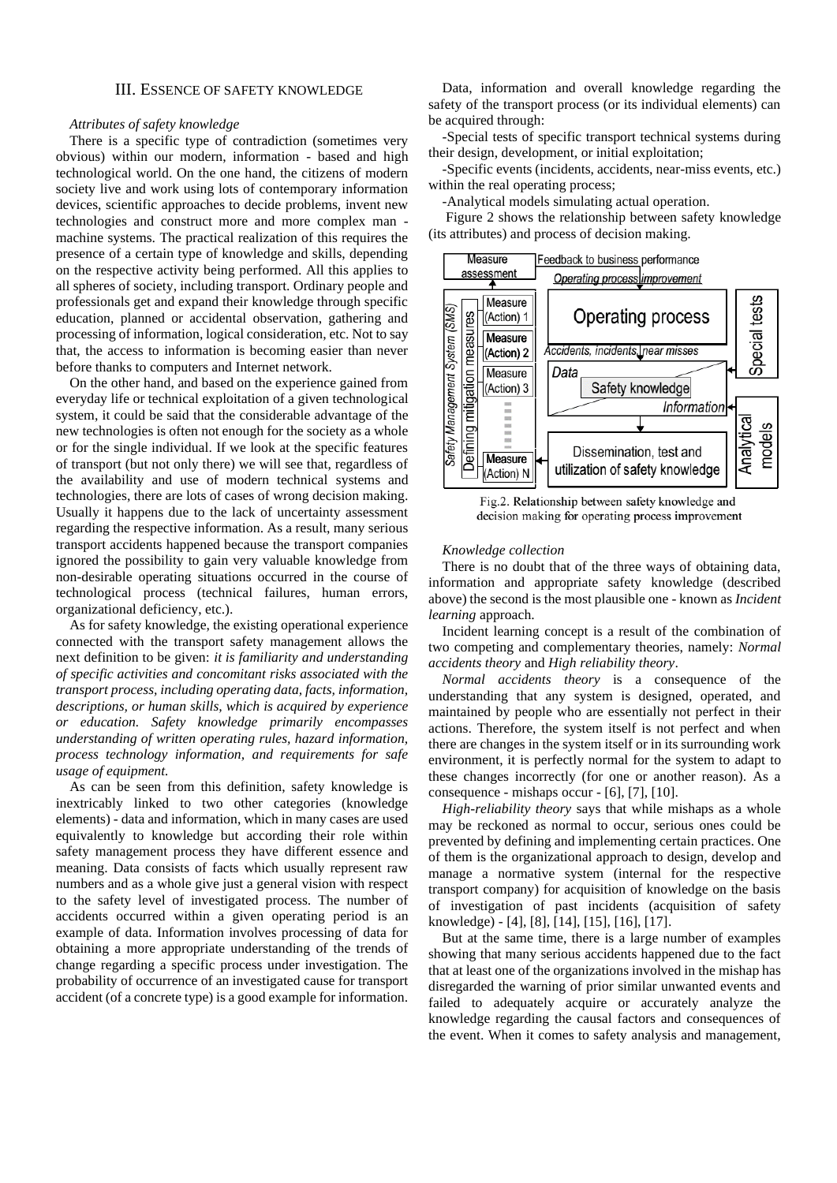## III. Essence of Safety Knowledge

### *Attributes of safety knowledge*

There is a specific type of contradiction (sometimes very obvious) within our modern, information - based and high technological world. On the one hand, the citizens of modern society live and work using lots of contemporary information devices, scientific approaches to decide problems, invent new technologies and construct more and more complex man - machine systems. The practical realization of this requires the presence of a certain type of knowledge and skills, depending on the respective activity being performed. All this applies to all spheres of society, including transport. Ordinary people and professionals get and expand their knowledge through specific education, planned or accidental observation, gathering and processing of information, logical consideration, etc. Not to say that, the access to information is becoming easier than never before thanks to computers and Internet network.

On the other hand, and based on the experience gained from everyday life or technical exploitation of a given technological system, it could be said that the considerable advantage of the new technologies is often not enough for the society as a whole or for the single individual. If we look at the specific features of transport (but not only there) we will see that, regardless of the availability and use of modern technical systems and technologies, there are lots of cases of wrong decision making. Usually it happens due to the lack of uncertainty assessment regarding the respective information. As a result, many serious transport accidents happened because the transport companies ignored the possibility to gain very valuable knowledge from non-desirable operating situations occurred in the course of technological process (technical failures, human errors, organizational deficiency, etc.).

As for safety knowledge, the existing operational experience connected with the transport safety management allows the next definition to be given: *it is familiarity and understanding of specific activities and concomitant risks associated with the transport process, including operating data, facts, information, descriptions, or human skills, which is acquired by experience or education. Safety knowledge primarily encompasses understanding of written operating rules, hazard information, process technology information, and requirements for safe usage of equipment.*

As can be seen from this definition, safety knowledge is inextricably linked to two other categories (knowledge elements) - data and information, which in many cases are used equivalently to knowledge but according their role within safety management process they have different essence and meaning. Data consists of facts which usually represent raw numbers and as a whole give just a general vision with respect to the safety level of investigated process. The number of accidents occurred within a given operating period is an example of data. Information involves processing of data for obtaining a more appropriate understanding of the trends of change regarding a specific process under investigation. The probability of occurrence of an investigated cause for transport accident (of a concrete type) is a good example for information.

Data, information and overall knowledge regarding the safety of the transport process (or its individual elements) can be acquired through:

-Special tests of specific transport technical systems during their design, development, or initial exploitation;

-Specific events (incidents, accidents, near-miss events, etc.) within the real operating process;

-Analytical models simulating actual operation.

Figure 2 shows the relationship between safety knowledge (its attributes) and process of decision making.

Fig.2. Relationship between safety knowledge and decision making for operating process improvement

### *Knowledge collection*

There is no doubt that of the three ways of obtaining data, information and appropriate safety knowledge (described above) the second is the most plausible one - known as *Incident learning* approach.

Incident learning concept is a result of the combination of two competing and complementary theories, namely: *Normal accidents theory* and *High reliability theory*.

*Normal accidents theory* is a consequence of the understanding that any system is designed, operated, and maintained by people who are essentially not perfect in their actions. Therefore, the system itself is not perfect and when there are changes in the system itself or in its surrounding work environment, it is perfectly normal for the system to adapt to these changes incorrectly (for one or another reason). As a consequence - mishaps occur - [6], [7], [10].

*High-reliability theory* says that while mishaps as a whole may be reckoned as normal to occur, serious ones could be prevented by defining and implementing certain practices. One of them is the organizational approach to design, develop and manage a normative system (internal for the respective transport company) for acquisition of knowledge on the basis of investigation of past incidents (acquisition of safety knowledge) - [4], [8], [14], [15], [16], [17].

But at the same time, there is a large number of examples showing that many serious accidents happened due to the fact that at least one of the organizations involved in the mishap has disregarded the warning of prior similar unwanted events and failed to adequately acquire or accurately analyze the knowledge regarding the causal factors and consequences of the event. When it comes to safety analysis and management,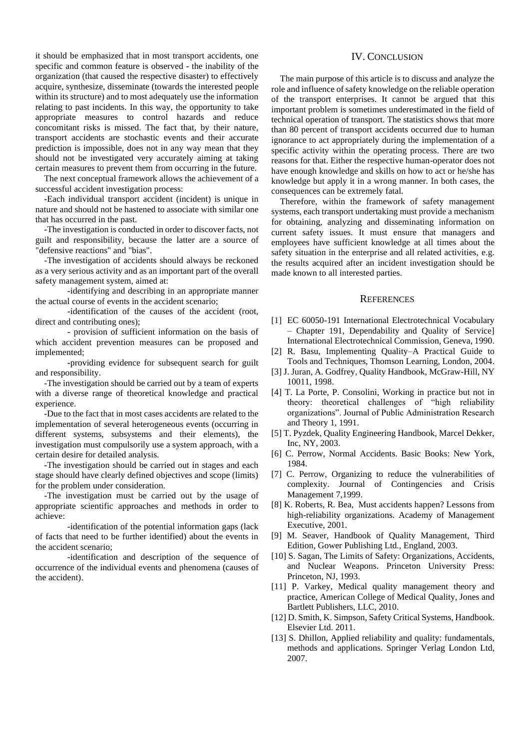it should be emphasized that in most transport accidents, one specific and common feature is observed - the inability of the organization (that caused the respective disaster) to effectively acquire, synthesize, disseminate (towards the interested people within its structure) and to most adequately use the information relating to past incidents. In this way, the opportunity to take appropriate measures to control hazards and reduce concomitant risks is missed. The fact that, by their nature, transport accidents are stochastic events and their accurate prediction is impossible, does not in any way mean that they should not be investigated very accurately aiming at taking certain measures to prevent them from occurring in the future.

The next conceptual framework allows the achievement of a successful accident investigation process:

-Each individual transport accident (incident) is unique in nature and should not be hastened to associate with similar one that has occurred in the past.

-The investigation is conducted in order to discover facts, not guilt and responsibility, because the latter are a source of "defensive reactions" and "bias".

-The investigation of accidents should always be reckoned as a very serious activity and as an important part of the overall safety management system, aimed at:

-identifying and describing in an appropriate manner the actual course of events in the accident scenario;

-identification of the causes of the accident (root, direct and contributing ones);

- provision of sufficient information on the basis of which accident prevention measures can be proposed and implemented;

-providing evidence for subsequent search for guilt and responsibility.

-The investigation should be carried out by a team of experts with a diverse range of theoretical knowledge and practical experience.

-Due to the fact that in most cases accidents are related to the implementation of several heterogeneous events (occurring in different systems, subsystems and their elements), the investigation must compulsorily use a system approach, with a certain desire for detailed analysis.

-The investigation should be carried out in stages and each stage should have clearly defined objectives and scope (limits) for the problem under consideration.

-The investigation must be carried out by the usage of appropriate scientific approaches and methods in order to achieve:

-identification of the potential information gaps (lack of facts that need to be further identified) about the events in the accident scenario;

-identification and description of the sequence of occurrence of the individual events and phenomena (causes of the accident).

## IV. Conclusion

The main purpose of this article is to discuss and analyze the role and influence of safety knowledge on the reliable operation of the transport enterprises. It cannot be argued that this important problem is sometimes underestimated in the field of technical operation of transport. The statistics shows that more than 80 percent of transport accidents occurred due to human ignorance to act appropriately during the implementation of a specific activity within the operating process. There are two reasons for that. Either the respective human-operator does not have enough knowledge and skills on how to act or he/she has knowledge but apply it in a wrong manner. In both cases, the consequences can be extremely fatal.

Therefore, within the framework of safety management systems, each transport undertaking must provide a mechanism for obtaining, analyzing and disseminating information on current safety issues. It must ensure that managers and employees have sufficient knowledge at all times about the safety situation in the enterprise and all related activities, e.g. the results acquired after an incident investigation should be made known to all interested parties.

## References

[1] EC 60050-191 International Electrotechnical Vocabulary – Chapter 191, Dependability and Quality of Service] International Electrotechnical Commission, Geneva, 1990.

[2] R. Basu, Implementing Quality–A Practical Guide to Tools and Techniques, Thomson Learning, London, 2004.

[3] J. Juran, A. Godfrey, Quality Handbook, McGraw-Hill, NY 10011, 1998.

[4] T. La Porte, P. Consolini, Working in practice but not in theory: theoretical challenges of "high reliability organizations". Journal of Public Administration Research and Theory 1, 1991.

[5] T. Pyzdek, Quality Engineering Handbook, Marcel Dekker, Inc, NY, 2003.

[6] C. Perrow, Normal Accidents. Basic Books: New York, 1984.

[7] C. Perrow, Organizing to reduce the vulnerabilities of complexity. Journal of Contingencies and Crisis Management 7,1999.

[8] K. Roberts, R. Bea, Must accidents happen? Lessons from high-reliability organizations. Academy of Management Executive, 2001.

[9] M. Seaver, Handbook of Quality Management, Third Edition, Gower Publishing Ltd., England, 2003.

[10] S. Sagan, The Limits of Safety: Organizations, Accidents, and Nuclear Weapons. Princeton University Press: Princeton, NJ, 1993.

[11] P. Varkey, Medical quality management theory and practice, American College of Medical Quality, Jones and Bartlett Publishers, LLC, 2010.

[12] D. Smith, K. Simpson, Safety Critical Systems, Handbook. Elsevier Ltd. 2011.

[13] S. Dhillon, Applied reliability and quality: fundamentals, methods and applications. Springer Verlag London Ltd, 2007.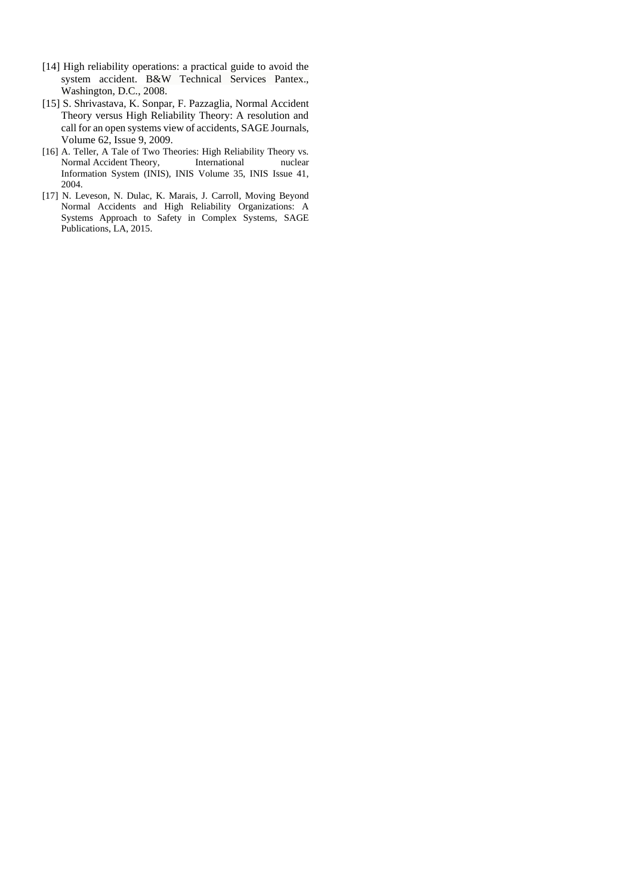[14] High reliability operations: a practical guide to avoid the system accident. B&W Technical Services Pantex., Washington, D.C., 2008.

[15] S. Shrivastava, K. Sonpar, F. Pazzaglia, Normal Accident Theory versus High Reliability Theory: A resolution and call for an open systems view of accidents, SAGE Journals, Volume 62, Issue 9, 2009.

[16] A. Teller, A Tale of Two Theories: High Reliability Theory vs. Normal Accident Theory, International nuclear Information System (INIS), INIS Volume 35, INIS Issue 41, 2004.

[17] N. Leveson, N. Dulac, K. Marais, J. Carroll, Moving Beyond Normal Accidents and High Reliability Organizations: A Systems Approach to Safety in Complex Systems, SAGE Publications, LA, 2015.